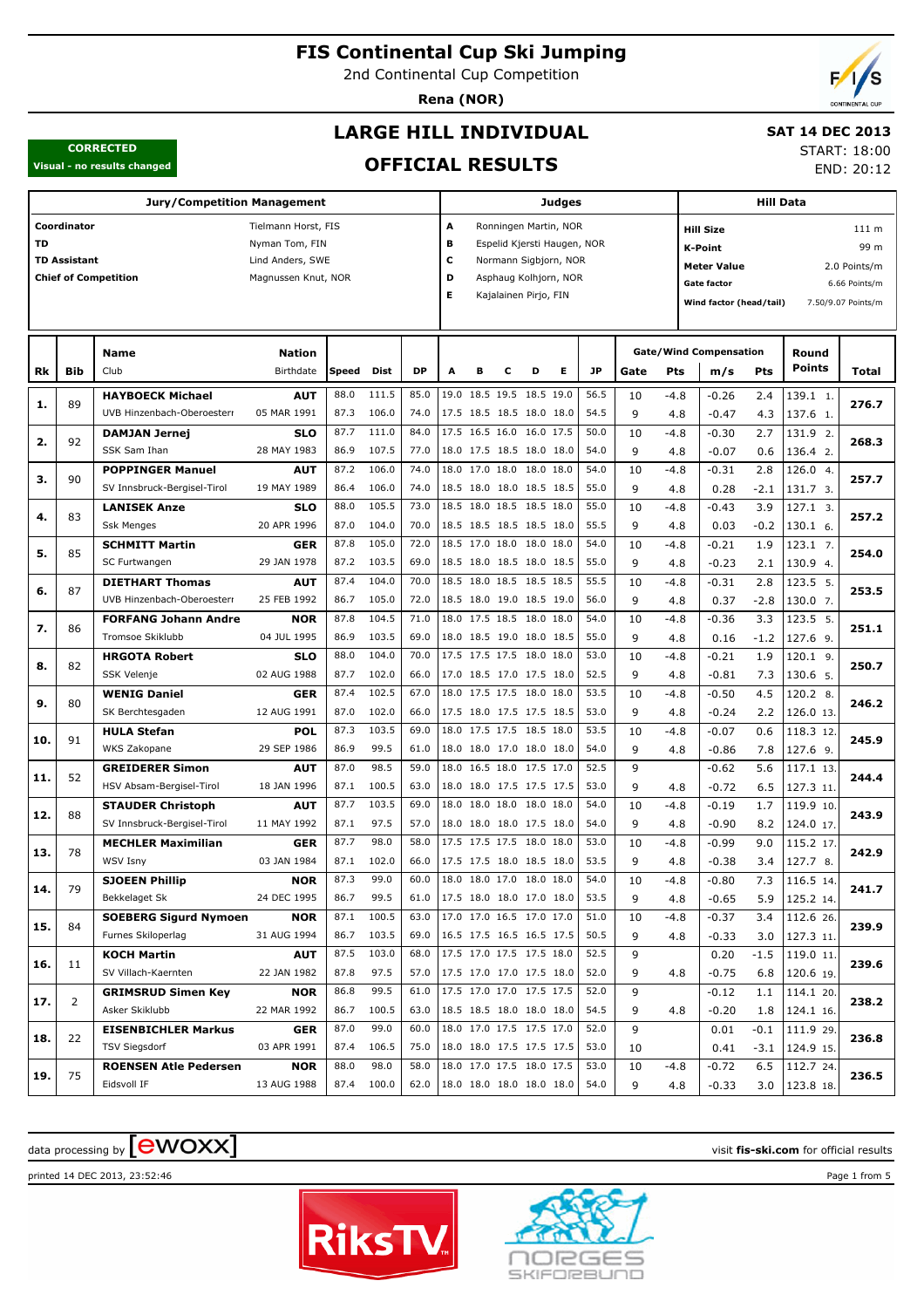# FIS Continental Cup Ski Jumping

2nd Continental Cup Competition

**Rena (NOR)**

**CORRECTED**
**Visual - no results changed**

## LARGE HILL INDIVIDUAL

## OFFICIAL RESULTS

**SAT 14 DEC 2013**
START: 18:00
END: 20:12

| Jury/Competition Management | | Judges | | Hill Data | |
|---|---|---|---|---|---|
| **Coordinator** | Tielmann Horst, FIS | **A** | Ronningen Martin, NOR | **Hill Size** | 111 m |
| **TD** | Nyman Tom, FIN | **B** | Espelid Kjersti Haugen, NOR | **K-Point** | 99 m |
| **TD Assistant** | Lind Anders, SWE | **C** | Normann Sigbjorn, NOR | **Meter Value** | 2.0 Points/m |
| **Chief of Competition** | Magnussen Knut, NOR | **D** | Asphaug Kolhjorn, NOR | **Gate factor** | 6.66 Points/m |
| | | **E** | Kajalainen Pirjo, FIN | **Wind factor (head/tail)** | 7.50/9.07 Points/m |

| Rk | Bib | Name / Club | Nation / Birthdate | Speed | Dist | DP | A | B | C | D | E | JP | Gate | Pts | m/s | Pts | Round Points | Total |
|---|---|---|---|---|---|---|---|---|---|---|---|---|---|---|---|---|---|---|
| **1.** | 89 | **HAYBOECK Michael** | **AUT** | 88.0 | 111.5 | 85.0 | 19.0 | 18.5 | 19.5 | 18.5 | 19.0 | 56.5 | 10 | -4.8 | -0.26 | 2.4 | 139.1 1. | **276.7** |
| | | UVB Hinzenbach-Oberoesterr | 05 MAR 1991 | 87.3 | 106.0 | 74.0 | 17.5 | 18.5 | 18.5 | 18.0 | 18.0 | 54.5 | 9 | 4.8 | -0.47 | 4.3 | 137.6 1. | |
| **2.** | 92 | **DAMJAN Jernej** | **SLO** | 87.7 | 111.0 | 84.0 | 17.5 | 16.5 | 16.0 | 16.0 | 17.5 | 50.0 | 10 | -4.8 | -0.30 | 2.7 | 131.9 2. | **268.3** |
| | | SSK Sam Ihan | 28 MAY 1983 | 86.9 | 107.5 | 77.0 | 18.0 | 17.5 | 18.5 | 18.0 | 18.0 | 54.0 | 9 | 4.8 | -0.07 | 0.6 | 136.4 2. | |
| **3.** | 90 | **POPPINGER Manuel** | **AUT** | 87.2 | 106.0 | 74.0 | 18.0 | 17.0 | 18.0 | 18.0 | 18.0 | 54.0 | 10 | -4.8 | -0.31 | 2.8 | 126.0 4. | **257.7** |
| | | SV Innsbruck-Bergisel-Tirol | 19 MAY 1989 | 86.4 | 106.0 | 74.0 | 18.5 | 18.0 | 18.0 | 18.5 | 18.5 | 55.0 | 9 | 4.8 | 0.28 | -2.1 | 131.7 3. | |
| **4.** | 83 | **LANISEK Anze** | **SLO** | 88.0 | 105.5 | 73.0 | 18.5 | 18.0 | 18.5 | 18.5 | 18.0 | 55.0 | 10 | -4.8 | -0.43 | 3.9 | 127.1 3. | **257.2** |
| | | Ssk Menges | 20 APR 1996 | 87.0 | 104.0 | 70.0 | 18.5 | 18.5 | 18.5 | 18.5 | 18.0 | 55.5 | 9 | 4.8 | 0.03 | -0.2 | 130.1 6. | |
| **5.** | 85 | **SCHMITT Martin** | **GER** | 87.8 | 105.0 | 72.0 | 18.5 | 17.0 | 18.0 | 18.0 | 18.0 | 54.0 | 10 | -4.8 | -0.21 | 1.9 | 123.1 7. | **254.0** |
| | | SC Furtwangen | 29 JAN 1978 | 87.2 | 103.5 | 69.0 | 18.5 | 18.0 | 18.5 | 18.0 | 18.5 | 55.0 | 9 | 4.8 | -0.23 | 2.1 | 130.9 4. | |
| **6.** | 87 | **DIETHART Thomas** | **AUT** | 87.4 | 104.0 | 70.0 | 18.5 | 18.0 | 18.5 | 18.5 | 18.5 | 55.5 | 10 | -4.8 | -0.31 | 2.8 | 123.5 5. | **253.5** |
| | | UVB Hinzenbach-Oberoesterr | 25 FEB 1992 | 86.7 | 105.0 | 72.0 | 18.5 | 18.0 | 19.0 | 18.5 | 19.0 | 56.0 | 9 | 4.8 | 0.37 | -2.8 | 130.0 7. | |
| **7.** | 86 | **FORFANG Johann Andre** | **NOR** | 87.8 | 104.5 | 71.0 | 18.0 | 17.5 | 18.5 | 18.0 | 18.0 | 54.0 | 10 | -4.8 | -0.36 | 3.3 | 123.5 5. | **251.1** |
| | | Tromsoe Skiklubb | 04 JUL 1995 | 86.9 | 103.5 | 69.0 | 18.0 | 18.5 | 19.0 | 18.0 | 18.5 | 55.0 | 9 | 4.8 | 0.16 | -1.2 | 127.6 9. | |
| **8.** | 82 | **HRGOTA Robert** | **SLO** | 88.0 | 104.0 | 70.0 | 17.5 | 17.5 | 17.5 | 18.0 | 18.0 | 53.0 | 10 | -4.8 | -0.21 | 1.9 | 120.1 9. | **250.7** |
| | | SSK Velenje | 02 AUG 1988 | 87.7 | 102.0 | 66.0 | 17.0 | 18.5 | 17.0 | 17.5 | 18.0 | 52.5 | 9 | 4.8 | -0.81 | 7.3 | 130.6 5. | |
| **9.** | 80 | **WENIG Daniel** | **GER** | 87.4 | 102.5 | 67.0 | 18.0 | 17.5 | 17.5 | 18.0 | 18.0 | 53.5 | 10 | -4.8 | -0.50 | 4.5 | 120.2 8. | **246.2** |
| | | SK Berchtesgaden | 12 AUG 1991 | 87.0 | 102.0 | 66.0 | 17.5 | 18.0 | 17.5 | 17.5 | 18.5 | 53.0 | 9 | 4.8 | -0.24 | 2.2 | 126.0 13. | |
| **10.** | 91 | **HULA Stefan** | **POL** | 87.3 | 103.5 | 69.0 | 18.0 | 17.5 | 17.5 | 18.5 | 18.0 | 53.5 | 10 | -4.8 | -0.07 | 0.6 | 118.3 12. | **245.9** |
| | | WKS Zakopane | 29 SEP 1986 | 86.9 | 99.5 | 61.0 | 18.0 | 18.0 | 17.0 | 18.0 | 18.0 | 54.0 | 9 | 4.8 | -0.86 | 7.8 | 127.6 9. | |
| **11.** | 52 | **GREIDERER Simon** | **AUT** | 87.0 | 98.5 | 59.0 | 18.0 | 16.5 | 18.0 | 17.5 | 17.0 | 52.5 | 9 | | -0.62 | 5.6 | 117.1 13. | **244.4** |
| | | HSV Absam-Bergisel-Tirol | 18 JAN 1996 | 87.1 | 100.5 | 63.0 | 18.0 | 18.0 | 17.5 | 17.5 | 17.5 | 53.0 | 9 | 4.8 | -0.72 | 6.5 | 127.3 11. | |
| **12.** | 88 | **STAUDER Christoph** | **AUT** | 87.7 | 103.5 | 69.0 | 18.0 | 18.0 | 18.0 | 18.0 | 18.0 | 54.0 | 10 | -4.8 | -0.19 | 1.7 | 119.9 10. | **243.9** |
| | | SV Innsbruck-Bergisel-Tirol | 11 MAY 1992 | 87.1 | 97.5 | 57.0 | 18.0 | 18.0 | 18.0 | 17.5 | 18.0 | 54.0 | 9 | 4.8 | -0.90 | 8.2 | 124.0 17. | |
| **13.** | 78 | **MECHLER Maximilian** | **GER** | 87.7 | 98.0 | 58.0 | 17.5 | 17.5 | 17.5 | 18.0 | 18.0 | 53.0 | 10 | -4.8 | -0.99 | 9.0 | 115.2 17. | **242.9** |
| | | WSV Isny | 03 JAN 1984 | 87.1 | 102.0 | 66.0 | 17.5 | 17.5 | 18.0 | 18.5 | 18.0 | 53.5 | 9 | 4.8 | -0.38 | 3.4 | 127.7 8. | |
| **14.** | 79 | **SJOEEN Phillip** | **NOR** | 87.3 | 99.0 | 60.0 | 18.0 | 18.0 | 17.0 | 18.0 | 18.0 | 54.0 | 10 | -4.8 | -0.80 | 7.3 | 116.5 14. | **241.7** |
| | | Bekkelaget Sk | 24 DEC 1995 | 86.7 | 99.5 | 61.0 | 17.5 | 18.0 | 18.0 | 17.0 | 18.0 | 53.5 | 9 | 4.8 | -0.65 | 5.9 | 125.2 14. | |
| **15.** | 84 | **SOEBERG Sigurd Nymoen** | **NOR** | 87.1 | 100.5 | 63.0 | 17.0 | 17.0 | 16.5 | 17.0 | 17.0 | 51.0 | 10 | -4.8 | -0.37 | 3.4 | 112.6 26. | **239.9** |
| | | Furnes Skiloperlag | 31 AUG 1994 | 86.7 | 103.5 | 69.0 | 16.5 | 17.5 | 16.5 | 16.5 | 17.5 | 50.5 | 9 | 4.8 | -0.33 | 3.0 | 127.3 11. | |
| **16.** | 11 | **KOCH Martin** | **AUT** | 87.5 | 103.0 | 68.0 | 17.5 | 17.0 | 17.5 | 17.5 | 18.0 | 52.5 | 9 | | 0.20 | -1.5 | 119.0 11. | **239.6** |
| | | SV Villach-Kaernten | 22 JAN 1982 | 87.8 | 97.5 | 57.0 | 17.5 | 17.0 | 17.0 | 17.5 | 18.0 | 52.0 | 9 | 4.8 | -0.75 | 6.8 | 120.6 19. | |
| **17.** | 2 | **GRIMSRUD Simen Key** | **NOR** | 86.8 | 99.5 | 61.0 | 17.5 | 17.0 | 17.0 | 17.5 | 17.5 | 52.0 | 9 | | -0.12 | 1.1 | 114.1 20. | **238.2** |
| | | Asker Skiklubb | 22 MAR 1992 | 86.7 | 100.5 | 63.0 | 18.5 | 18.5 | 18.0 | 18.0 | 18.0 | 54.5 | 9 | 4.8 | -0.20 | 1.8 | 124.1 16. | |
| **18.** | 22 | **EISENBICHLER Markus** | **GER** | 87.0 | 99.0 | 60.0 | 18.0 | 17.0 | 17.5 | 17.5 | 17.0 | 52.0 | 9 | | 0.01 | -0.1 | 111.9 29. | **236.8** |
| | | TSV Siegsdorf | 03 APR 1991 | 87.4 | 106.5 | 75.0 | 18.0 | 18.0 | 17.5 | 17.5 | 17.5 | 53.0 | 10 | | 0.41 | -3.1 | 124.9 15. | |
| **19.** | 75 | **ROENSEN Atle Pedersen** | **NOR** | 88.0 | 98.0 | 58.0 | 18.0 | 17.0 | 17.5 | 18.0 | 17.5 | 53.0 | 10 | -4.8 | -0.72 | 6.5 | 112.7 24. | **236.5** |
| | | Eidsvoll IF | 13 AUG 1988 | 87.4 | 100.0 | 62.0 | 18.0 | 18.0 | 18.0 | 18.0 | 18.0 | 54.0 | 9 | 4.8 | -0.33 | 3.0 | 123.8 18. | |

data processing by ewoxx — visit fis-ski.com for official results

printed 14 DEC 2013, 23:52:46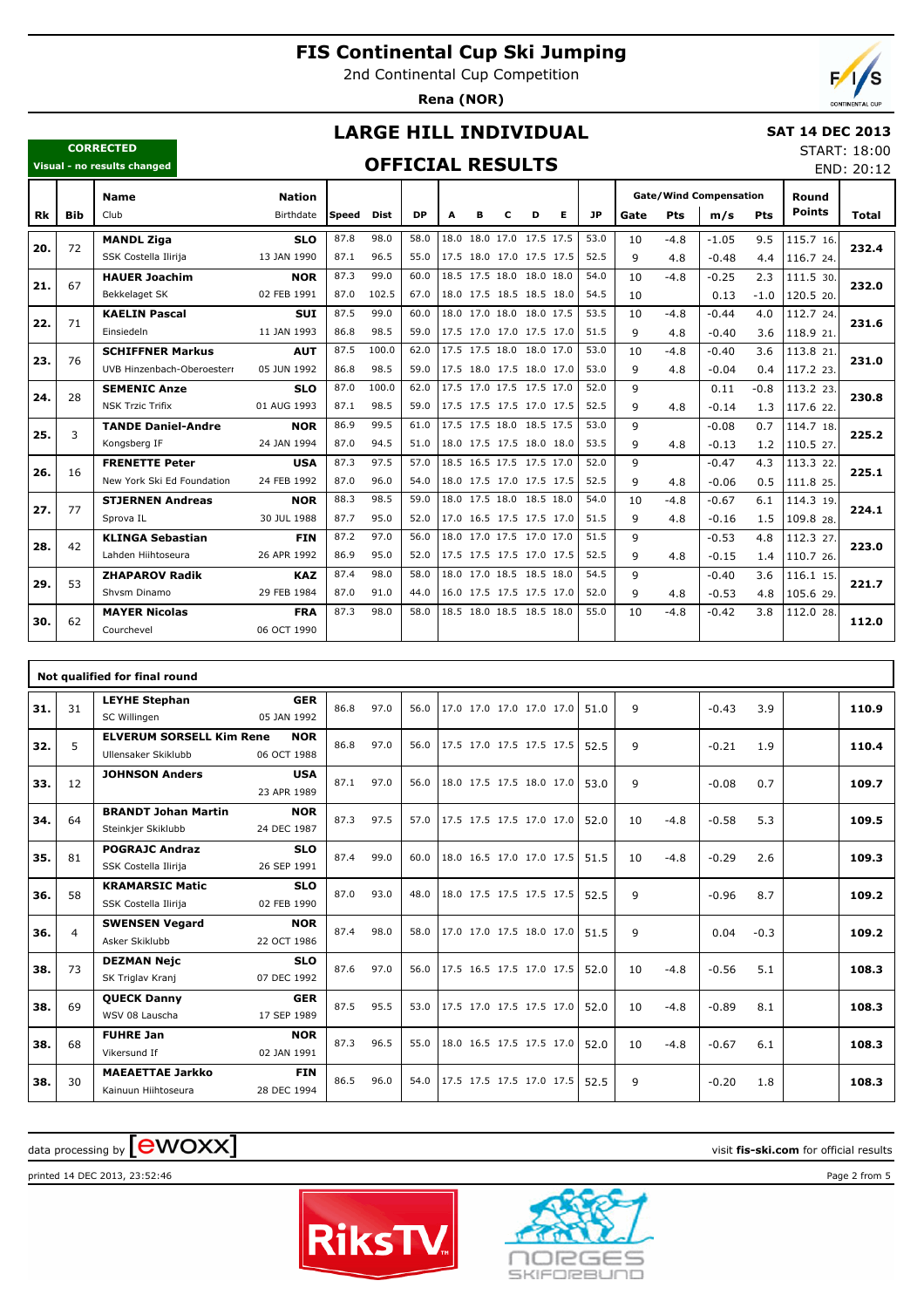# FIS Continental Cup Ski Jumping

2nd Continental Cup Competition

**Rena (NOR)**

## LARGE HILL INDIVIDUAL

## OFFICIAL RESULTS

**CORRECTED**
Visual - no results changed

**SAT 14 DEC 2013**
START: 18:00
END: 20:12

| Rk | Bib | Name / Club | Nation / Birthdate | Speed | Dist | DP | A | B | C | D | E | JP | Gate | Pts | m/s | Pts | Round Points | Total |
|---|---|---|---|---|---|---|---|---|---|---|---|---|---|---|---|---|---|---|
| 20. | 72 | **MANDL Ziga** | **SLO** | 87.8 | 98.0 | 58.0 | 18.0 | 18.0 | 17.0 | 17.5 | 17.5 | 53.0 | 10 | -4.8 | -1.05 | 9.5 | 115.7 16. | 232.4 |
| | | SSK Costella Ilirija | 13 JAN 1990 | 87.1 | 96.5 | 55.0 | 17.5 | 18.0 | 17.0 | 17.5 | 17.5 | 52.5 | 9 | 4.8 | -0.48 | 4.4 | 116.7 24. | |
| 21. | 67 | **HAUER Joachim** | **NOR** | 87.3 | 99.0 | 60.0 | 18.5 | 17.5 | 18.0 | 18.0 | 18.0 | 54.0 | 10 | -4.8 | -0.25 | 2.3 | 111.5 30. | 232.0 |
| | | Bekkelaget SK | 02 FEB 1991 | 87.0 | 102.5 | 67.0 | 18.0 | 17.5 | 18.5 | 18.5 | 18.0 | 54.5 | 10 | | 0.13 | -1.0 | 120.5 20. | |
| 22. | 71 | **KAELIN Pascal** | **SUI** | 87.5 | 99.0 | 60.0 | 18.0 | 17.0 | 18.0 | 18.0 | 17.5 | 53.5 | 10 | -4.8 | -0.44 | 4.0 | 112.7 24. | 231.6 |
| | | Einsiedeln | 11 JAN 1993 | 86.8 | 98.5 | 59.0 | 17.5 | 17.0 | 17.0 | 17.5 | 17.0 | 51.5 | 9 | 4.8 | -0.40 | 3.6 | 118.9 21. | |
| 23. | 76 | **SCHIFFNER Markus** | **AUT** | 87.5 | 100.0 | 62.0 | 17.5 | 17.5 | 18.0 | 18.0 | 17.0 | 53.0 | 10 | -4.8 | -0.40 | 3.6 | 113.8 21. | 231.0 |
| | | UVB Hinzenbach-Oberoesterr | 05 JUN 1992 | 86.8 | 98.5 | 59.0 | 17.5 | 18.0 | 17.5 | 18.0 | 17.0 | 53.0 | 9 | 4.8 | -0.04 | 0.4 | 117.2 23. | |
| 24. | 28 | **SEMENIC Anze** | **SLO** | 87.0 | 100.0 | 62.0 | 17.5 | 17.0 | 17.5 | 17.5 | 17.0 | 52.0 | 9 | | 0.11 | -0.8 | 113.2 23. | 230.8 |
| | | NSK Trzic Trifix | 01 AUG 1993 | 87.1 | 98.5 | 59.0 | 17.5 | 17.5 | 17.5 | 17.0 | 17.5 | 52.5 | 9 | 4.8 | -0.14 | 1.3 | 117.6 22. | |
| 25. | 3 | **TANDE Daniel-Andre** | **NOR** | 86.9 | 99.5 | 61.0 | 17.5 | 17.5 | 18.0 | 18.5 | 17.5 | 53.0 | 9 | | -0.08 | 0.7 | 114.7 18. | 225.2 |
| | | Kongsberg IF | 24 JAN 1994 | 87.0 | 94.5 | 51.0 | 18.0 | 17.5 | 17.5 | 18.0 | 18.0 | 53.5 | 9 | 4.8 | -0.13 | 1.2 | 110.5 27. | |
| 26. | 16 | **FRENETTE Peter** | **USA** | 87.3 | 97.5 | 57.0 | 18.5 | 16.5 | 17.5 | 17.5 | 17.0 | 52.0 | 9 | | -0.47 | 4.3 | 113.3 22. | 225.1 |
| | | New York Ski Ed Foundation | 24 FEB 1992 | 87.0 | 96.0 | 54.0 | 18.0 | 17.5 | 17.0 | 17.5 | 17.5 | 52.5 | 9 | 4.8 | -0.06 | 0.5 | 111.8 25. | |
| 27. | 77 | **STJERNEN Andreas** | **NOR** | 88.3 | 98.5 | 59.0 | 18.0 | 17.5 | 18.0 | 18.5 | 18.0 | 54.0 | 10 | -4.8 | -0.67 | 6.1 | 114.3 19. | 224.1 |
| | | Sprova IL | 30 JUL 1988 | 87.7 | 95.0 | 52.0 | 17.0 | 16.5 | 17.5 | 17.5 | 17.0 | 51.5 | 9 | 4.8 | -0.16 | 1.5 | 109.8 28. | |
| 28. | 42 | **KLINGA Sebastian** | **FIN** | 87.2 | 97.0 | 56.0 | 18.0 | 17.0 | 17.5 | 17.0 | 17.0 | 51.5 | 9 | | -0.53 | 4.8 | 112.3 27. | 223.0 |
| | | Lahden Hiihtoseura | 26 APR 1992 | 86.9 | 95.0 | 52.0 | 17.5 | 17.5 | 17.5 | 17.0 | 17.5 | 52.5 | 9 | 4.8 | -0.15 | 1.4 | 110.7 26. | |
| 29. | 53 | **ZHAPAROV Radik** | **KAZ** | 87.4 | 98.0 | 58.0 | 18.0 | 17.0 | 18.5 | 18.5 | 18.0 | 54.5 | 9 | | -0.40 | 3.6 | 116.1 15. | 221.7 |
| | | Shvsm Dinamo | 29 FEB 1984 | 87.0 | 91.0 | 44.0 | 16.0 | 17.5 | 17.5 | 17.5 | 17.0 | 52.0 | 9 | 4.8 | -0.53 | 4.8 | 105.6 29. | |
| 30. | 62 | **MAYER Nicolas** | **FRA** | 87.3 | 98.0 | 58.0 | 18.5 | 18.0 | 18.5 | 18.5 | 18.0 | 55.0 | 10 | -4.8 | -0.42 | 3.8 | 112.0 28. | 112.0 |
| | | Courchevel | 06 OCT 1990 | | | | | | | | | | | | | | | |

**Not qualified for final round**

| Rk | Bib | Name / Club | Nation / Birthdate | Speed | Dist | DP | A | B | C | D | E | JP | Gate | Pts | m/s | Pts | Round Points | Total |
|---|---|---|---|---|---|---|---|---|---|---|---|---|---|---|---|---|---|---|
| 31. | 31 | **LEYHE Stephan** / SC Willingen | **GER** / 05 JAN 1992 | 86.8 | 97.0 | 56.0 | 17.0 | 17.0 | 17.0 | 17.0 | 17.0 | 51.0 | 9 | | -0.43 | 3.9 | | 110.9 |
| 32. | 5 | **ELVERUM SORSELL Kim Rene** / Ullensaker Skiklubb | **NOR** / 06 OCT 1988 | 86.8 | 97.0 | 56.0 | 17.5 | 17.0 | 17.5 | 17.5 | 17.5 | 52.5 | 9 | | -0.21 | 1.9 | | 110.4 |
| 33. | 12 | **JOHNSON Anders** | **USA** / 23 APR 1989 | 87.1 | 97.0 | 56.0 | 18.0 | 17.5 | 17.5 | 18.0 | 17.0 | 53.0 | 9 | | -0.08 | 0.7 | | 109.7 |
| 34. | 64 | **BRANDT Johan Martin** / Steinkjer Skiklubb | **NOR** / 24 DEC 1987 | 87.3 | 97.5 | 57.0 | 17.5 | 17.5 | 17.5 | 17.0 | 17.0 | 52.0 | 10 | -4.8 | -0.58 | 5.3 | | 109.5 |
| 35. | 81 | **POGRAJC Andraz** / SSK Costella Ilirija | **SLO** / 26 SEP 1991 | 87.4 | 99.0 | 60.0 | 18.0 | 16.5 | 17.0 | 17.0 | 17.5 | 51.5 | 10 | -4.8 | -0.29 | 2.6 | | 109.3 |
| 36. | 58 | **KRAMARSIC Matic** / SSK Costella Ilirija | **SLO** / 02 FEB 1990 | 87.0 | 93.0 | 48.0 | 18.0 | 17.5 | 17.5 | 17.5 | 17.5 | 52.5 | 9 | | -0.96 | 8.7 | | 109.2 |
| 36. | 4 | **SWENSEN Vegard** / Asker Skiklubb | **NOR** / 22 OCT 1986 | 87.4 | 98.0 | 58.0 | 17.0 | 17.0 | 17.5 | 18.0 | 17.0 | 51.5 | 9 | | 0.04 | -0.3 | | 109.2 |
| 38. | 73 | **DEZMAN Nejc** / SK Triglav Kranj | **SLO** / 07 DEC 1992 | 87.6 | 97.0 | 56.0 | 17.5 | 16.5 | 17.5 | 17.0 | 17.5 | 52.0 | 10 | -4.8 | -0.56 | 5.1 | | 108.3 |
| 38. | 69 | **QUECK Danny** / WSV 08 Lauscha | **GER** / 17 SEP 1989 | 87.5 | 95.5 | 53.0 | 17.5 | 17.0 | 17.5 | 17.5 | 17.0 | 52.0 | 10 | -4.8 | -0.89 | 8.1 | | 108.3 |
| 38. | 68 | **FUHRE Jan** / Vikersund If | **NOR** / 02 JAN 1991 | 87.3 | 96.5 | 55.0 | 18.0 | 16.5 | 17.5 | 17.5 | 17.0 | 52.0 | 10 | -4.8 | -0.67 | 6.1 | | 108.3 |
| 38. | 30 | **MAEAETTAE Jarkko** / Kainuun Hiihtoseura | **FIN** / 28 DEC 1994 | 86.5 | 96.0 | 54.0 | 17.5 | 17.5 | 17.5 | 17.0 | 17.5 | 52.5 | 9 | | -0.20 | 1.8 | | 108.3 |

data processing by ewoxx — visit **fis-ski.com** for official results

printed 14 DEC 2013, 23:52:46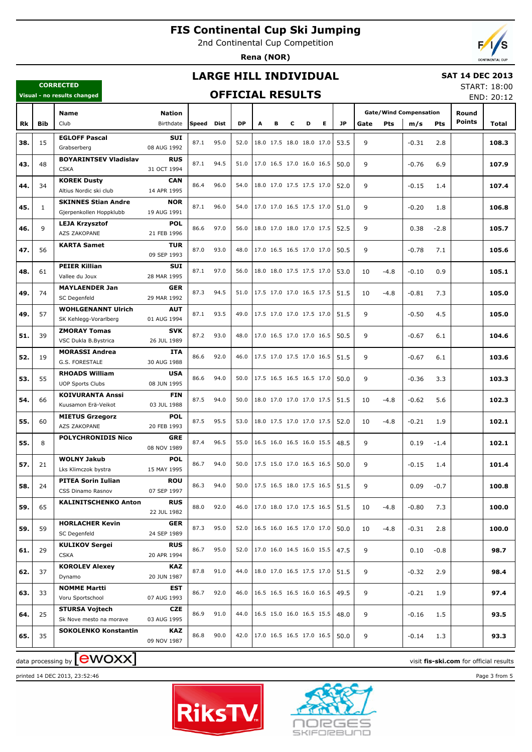# FIS Continental Cup Ski Jumping

2nd Continental Cup Competition

**Rena (NOR)**

## LARGE HILL INDIVIDUAL

**SAT 14 DEC 2013**

START: 18:00
END: 20:12

**CORRECTED**
Visual - no results changed

## OFFICIAL RESULTS

| Rk | Bib | Name / Club | Nation / Birthdate | Speed | Dist | DP | A | B | C | D | E | JP | Gate | Pts | m/s | Pts | Round Points | Total |
|---|---|---|---|---|---|---|---|---|---|---|---|---|---|---|---|---|---|---|
| 38. | 15 | **EGLOFF Pascal** Grabserberg | **SUI** 08 AUG 1992 | 87.1 | 95.0 | 52.0 | 18.0 | 17.5 | 18.0 | 18.0 | 17.0 | 53.5 | 9 | | -0.31 | 2.8 | | **108.3** |
| 43. | 48 | **BOYARINTSEV Vladislav** CSKA | **RUS** 31 OCT 1994 | 87.1 | 94.5 | 51.0 | 17.0 | 16.5 | 17.0 | 16.0 | 16.5 | 50.0 | 9 | | -0.76 | 6.9 | | **107.9** |
| 44. | 34 | **KOREK Dusty** Altius Nordic ski club | **CAN** 14 APR 1995 | 86.4 | 96.0 | 54.0 | 18.0 | 17.0 | 17.5 | 17.5 | 17.0 | 52.0 | 9 | | -0.15 | 1.4 | | **107.4** |
| 45. | 1 | **SKINNES Stian Andre** Gjerpenkollen Hoppklubb | **NOR** 19 AUG 1991 | 87.1 | 96.0 | 54.0 | 17.0 | 17.0 | 16.5 | 17.5 | 17.0 | 51.0 | 9 | | -0.20 | 1.8 | | **106.8** |
| 46. | 9 | **LEJA Krzysztof** AZS ZAKOPANE | **POL** 21 FEB 1996 | 86.6 | 97.0 | 56.0 | 18.0 | 17.0 | 18.0 | 17.0 | 17.5 | 52.5 | 9 | | 0.38 | -2.8 | | **105.7** |
| 47. | 56 | **KARTA Samet** | **TUR** 09 SEP 1993 | 87.0 | 93.0 | 48.0 | 17.0 | 16.5 | 16.5 | 17.0 | 17.0 | 50.5 | 9 | | -0.78 | 7.1 | | **105.6** |
| 48. | 61 | **PEIER Killian** Vallee du Joux | **SUI** 28 MAR 1995 | 87.1 | 97.0 | 56.0 | 18.0 | 18.0 | 17.5 | 17.5 | 17.0 | 53.0 | 10 | -4.8 | -0.10 | 0.9 | | **105.1** |
| 49. | 74 | **MAYLAENDER Jan** SC Degenfeld | **GER** 29 MAR 1992 | 87.3 | 94.5 | 51.0 | 17.5 | 17.0 | 17.0 | 16.5 | 17.5 | 51.5 | 10 | -4.8 | -0.81 | 7.3 | | **105.0** |
| 49. | 57 | **WOHLGENANNT Ulrich** SK Kehlegg-Vorarlberg | **AUT** 01 AUG 1994 | 87.1 | 93.5 | 49.0 | 17.5 | 17.0 | 17.0 | 17.5 | 17.0 | 51.5 | 9 | | -0.50 | 4.5 | | **105.0** |
| 51. | 39 | **ZMORAY Tomas** VSC Dukla B.Bystrica | **SVK** 26 JUL 1989 | 87.2 | 93.0 | 48.0 | 17.0 | 16.5 | 17.0 | 17.0 | 16.5 | 50.5 | 9 | | -0.67 | 6.1 | | **104.6** |
| 52. | 19 | **MORASSI Andrea** G.S. FORESTALE | **ITA** 30 AUG 1988 | 86.6 | 92.0 | 46.0 | 17.5 | 17.0 | 17.5 | 17.0 | 16.5 | 51.5 | 9 | | -0.67 | 6.1 | | **103.6** |
| 53. | 55 | **RHOADS William** UOP Sports Clubs | **USA** 08 JUN 1995 | 86.6 | 94.0 | 50.0 | 17.5 | 16.5 | 16.5 | 16.5 | 17.0 | 50.0 | 9 | | -0.36 | 3.3 | | **103.3** |
| 54. | 66 | **KOIVURANTA Anssi** Kuusamon Erä-Veikot | **FIN** 03 JUL 1988 | 87.5 | 94.0 | 50.0 | 18.0 | 17.0 | 17.0 | 17.0 | 17.5 | 51.5 | 10 | -4.8 | -0.62 | 5.6 | | **102.3** |
| 55. | 60 | **MIETUS Grzegorz** AZS ZAKOPANE | **POL** 20 FEB 1993 | 87.5 | 95.5 | 53.0 | 18.0 | 17.5 | 17.0 | 17.0 | 17.5 | 52.0 | 10 | -4.8 | -0.21 | 1.9 | | **102.1** |
| 55. | 8 | **POLYCHRONIDIS Nico** | **GRE** 08 NOV 1989 | 87.4 | 96.5 | 55.0 | 16.5 | 16.0 | 16.5 | 16.0 | 15.5 | 48.5 | 9 | | 0.19 | -1.4 | | **102.1** |
| 57. | 21 | **WOLNY Jakub** Lks Klimczok bystra | **POL** 15 MAY 1995 | 86.7 | 94.0 | 50.0 | 17.5 | 15.0 | 17.0 | 16.5 | 16.5 | 50.0 | 9 | | -0.15 | 1.4 | | **101.4** |
| 58. | 24 | **PITEA Sorin Iulian** CSS Dinamo Rasnov | **ROU** 07 SEP 1997 | 86.3 | 94.0 | 50.0 | 17.5 | 16.5 | 18.0 | 17.5 | 16.5 | 51.5 | 9 | | 0.09 | -0.7 | | **100.8** |
| 59. | 65 | **KALINITSCHENKO Anton** | **RUS** 22 JUL 1982 | 88.0 | 92.0 | 46.0 | 17.0 | 18.0 | 17.0 | 17.5 | 16.5 | 51.5 | 10 | -4.8 | -0.80 | 7.3 | | **100.0** |
| 59. | 59 | **HORLACHER Kevin** SC Degenfeld | **GER** 24 SEP 1989 | 87.3 | 95.0 | 52.0 | 16.5 | 16.0 | 16.5 | 17.0 | 17.0 | 50.0 | 10 | -4.8 | -0.31 | 2.8 | | **100.0** |
| 61. | 29 | **KULIKOV Sergei** CSKA | **RUS** 20 APR 1994 | 86.7 | 95.0 | 52.0 | 17.0 | 16.0 | 14.5 | 16.0 | 15.5 | 47.5 | 9 | | 0.10 | -0.8 | | **98.7** |
| 62. | 37 | **KOROLEV Alexey** Dynamo | **KAZ** 20 JUN 1987 | 87.8 | 91.0 | 44.0 | 18.0 | 17.0 | 16.5 | 17.5 | 17.0 | 51.5 | 9 | | -0.32 | 2.9 | | **98.4** |
| 63. | 33 | **NOMME Martti** Voru Sportschool | **EST** 07 AUG 1993 | 86.7 | 92.0 | 46.0 | 16.5 | 16.5 | 16.5 | 16.0 | 16.5 | 49.5 | 9 | | -0.21 | 1.9 | | **97.4** |
| 64. | 25 | **STURSA Vojtech** Sk Nove mesto na morave | **CZE** 03 AUG 1995 | 86.9 | 91.0 | 44.0 | 16.5 | 15.0 | 16.0 | 16.5 | 15.5 | 48.0 | 9 | | -0.16 | 1.5 | | **93.5** |
| 65. | 35 | **SOKOLENKO Konstantin** | **KAZ** 09 NOV 1987 | 86.8 | 90.0 | 42.0 | 17.0 | 16.5 | 16.5 | 17.0 | 16.5 | 50.0 | 9 | | -0.14 | 1.3 | | **93.3** |

data processing by [ewoxx] visit **fis-ski.com** for official results

printed 14 DEC 2013, 23:52:46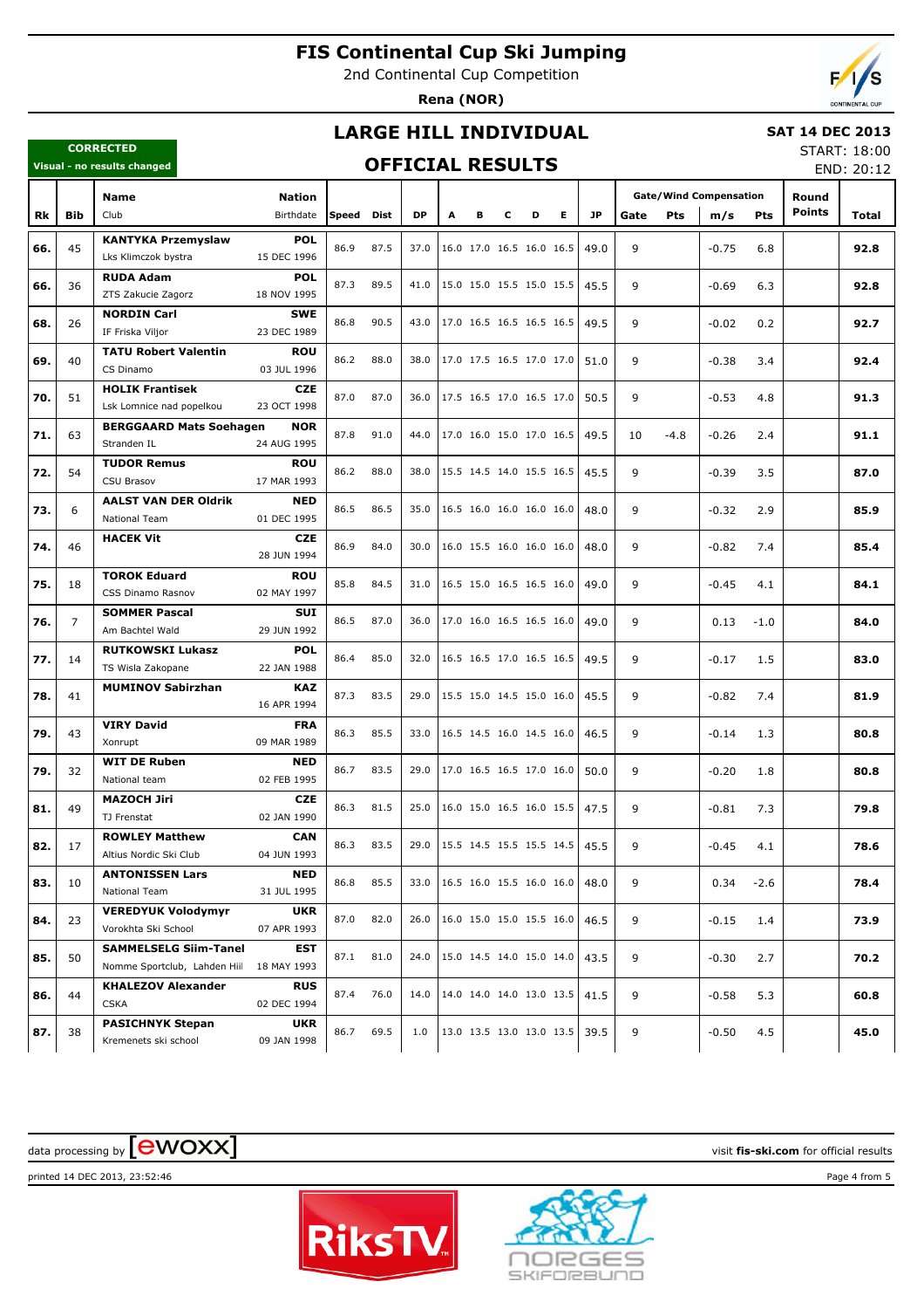# FIS Continental Cup Ski Jumping

2nd Continental Cup Competition

**Rena (NOR)**

## LARGE HILL INDIVIDUAL

**SAT 14 DEC 2013**

START: 18:00

END: 20:12

**CORRECTED**

Visual - no results changed

## OFFICIAL RESULTS

| Rk | Bib | Name / Club | Nation / Birthdate | Speed | Dist | DP | A | B | C | D | E | JP | Gate | Pts | m/s | Pts | Round Points | Total |
|---|---|---|---|---|---|---|---|---|---|---|---|---|---|---|---|---|---|---|
| 66. | 45 | **KANTYKA Przemyslaw** Lks Klimczok bystra | **POL** 15 DEC 1996 | 86.9 | 87.5 | 37.0 | 16.0 | 17.0 | 16.5 | 16.0 | 16.5 | 49.0 | 9 | | -0.75 | 6.8 | | **92.8** |
| 66. | 36 | **RUDA Adam** ZTS Zakucie Zagorz | **POL** 18 NOV 1995 | 87.3 | 89.5 | 41.0 | 15.0 | 15.0 | 15.5 | 15.0 | 15.5 | 45.5 | 9 | | -0.69 | 6.3 | | **92.8** |
| 68. | 26 | **NORDIN Carl** IF Friska Viljor | **SWE** 23 DEC 1989 | 86.8 | 90.5 | 43.0 | 17.0 | 16.5 | 16.5 | 16.5 | 16.5 | 49.5 | 9 | | -0.02 | 0.2 | | **92.7** |
| 69. | 40 | **TATU Robert Valentin** CS Dinamo | **ROU** 03 JUL 1996 | 86.2 | 88.0 | 38.0 | 17.0 | 17.5 | 16.5 | 17.0 | 17.0 | 51.0 | 9 | | -0.38 | 3.4 | | **92.4** |
| 70. | 51 | **HOLIK Frantisek** Lsk Lomnice nad popelkou | **CZE** 23 OCT 1998 | 87.0 | 87.0 | 36.0 | 17.5 | 16.5 | 17.0 | 16.5 | 17.0 | 50.5 | 9 | | -0.53 | 4.8 | | **91.3** |
| 71. | 63 | **BERGGAARD Mats Soehagen** Stranden IL | **NOR** 24 AUG 1995 | 87.8 | 91.0 | 44.0 | 17.0 | 16.0 | 15.0 | 17.0 | 16.5 | 49.5 | 10 | -4.8 | -0.26 | 2.4 | | **91.1** |
| 72. | 54 | **TUDOR Remus** CSU Brasov | **ROU** 17 MAR 1993 | 86.2 | 88.0 | 38.0 | 15.5 | 14.5 | 14.0 | 15.5 | 16.5 | 45.5 | 9 | | -0.39 | 3.5 | | **87.0** |
| 73. | 6 | **AALST VAN DER Oldrik** National Team | **NED** 01 DEC 1995 | 86.5 | 86.5 | 35.0 | 16.5 | 16.0 | 16.0 | 16.0 | 16.0 | 48.0 | 9 | | -0.32 | 2.9 | | **85.9** |
| 74. | 46 | **HACEK Vit** | **CZE** 28 JUN 1994 | 86.9 | 84.0 | 30.0 | 16.0 | 15.5 | 16.0 | 16.0 | 16.0 | 48.0 | 9 | | -0.82 | 7.4 | | **85.4** |
| 75. | 18 | **TOROK Eduard** CSS Dinamo Rasnov | **ROU** 02 MAY 1997 | 85.8 | 84.5 | 31.0 | 16.5 | 15.0 | 16.5 | 16.5 | 16.0 | 49.0 | 9 | | -0.45 | 4.1 | | **84.1** |
| 76. | 7 | **SOMMER Pascal** Am Bachtel Wald | **SUI** 29 JUN 1992 | 86.5 | 87.0 | 36.0 | 17.0 | 16.0 | 16.5 | 16.5 | 16.0 | 49.0 | 9 | | 0.13 | -1.0 | | **84.0** |
| 77. | 14 | **RUTKOWSKI Lukasz** TS Wisla Zakopane | **POL** 22 JAN 1988 | 86.4 | 85.0 | 32.0 | 16.5 | 16.5 | 17.0 | 16.5 | 16.5 | 49.5 | 9 | | -0.17 | 1.5 | | **83.0** |
| 78. | 41 | **MUMINOV Sabirzhan** | **KAZ** 16 APR 1994 | 87.3 | 83.5 | 29.0 | 15.5 | 15.0 | 14.5 | 15.0 | 16.0 | 45.5 | 9 | | -0.82 | 7.4 | | **81.9** |
| 79. | 43 | **VIRY David** Xonrupt | **FRA** 09 MAR 1989 | 86.3 | 85.5 | 33.0 | 16.5 | 14.5 | 16.0 | 14.5 | 16.0 | 46.5 | 9 | | -0.14 | 1.3 | | **80.8** |
| 79. | 32 | **WIT DE Ruben** National team | **NED** 02 FEB 1995 | 86.7 | 83.5 | 29.0 | 17.0 | 16.5 | 16.5 | 17.0 | 16.0 | 50.0 | 9 | | -0.20 | 1.8 | | **80.8** |
| 81. | 49 | **MAZOCH Jiri** TJ Frenstat | **CZE** 02 JAN 1990 | 86.3 | 81.5 | 25.0 | 16.0 | 15.0 | 16.5 | 16.0 | 15.5 | 47.5 | 9 | | -0.81 | 7.3 | | **79.8** |
| 82. | 17 | **ROWLEY Matthew** Altius Nordic Ski Club | **CAN** 04 JUN 1993 | 86.3 | 83.5 | 29.0 | 15.5 | 14.5 | 15.5 | 15.5 | 14.5 | 45.5 | 9 | | -0.45 | 4.1 | | **78.6** |
| 83. | 10 | **ANTONISSEN Lars** National Team | **NED** 31 JUL 1995 | 86.8 | 85.5 | 33.0 | 16.5 | 16.0 | 15.5 | 16.0 | 16.0 | 48.0 | 9 | | 0.34 | -2.6 | | **78.4** |
| 84. | 23 | **VEREDYUK Volodymyr** Vorokhta Ski School | **UKR** 07 APR 1993 | 87.0 | 82.0 | 26.0 | 16.0 | 15.0 | 15.0 | 15.5 | 16.0 | 46.5 | 9 | | -0.15 | 1.4 | | **73.9** |
| 85. | 50 | **SAMMELSELG Siim-Tanel** Nomme Sportclub, Lahden Hiil | **EST** 18 MAY 1993 | 87.1 | 81.0 | 24.0 | 15.0 | 14.5 | 14.0 | 15.0 | 14.0 | 43.5 | 9 | | -0.30 | 2.7 | | **70.2** |
| 86. | 44 | **KHALEZOV Alexander** CSKA | **RUS** 02 DEC 1994 | 87.4 | 76.0 | 14.0 | 14.0 | 14.0 | 14.0 | 13.0 | 13.5 | 41.5 | 9 | | -0.58 | 5.3 | | **60.8** |
| 87. | 38 | **PASICHNYK Stepan** Kremenets ski school | **UKR** 09 JAN 1998 | 86.7 | 69.5 | 1.0 | 13.0 | 13.5 | 13.0 | 13.0 | 13.5 | 39.5 | 9 | | -0.50 | 4.5 | | **45.0** |

data processing by ewoxx — visit **fis-ski.com** for official results

printed 14 DEC 2013, 23:52:46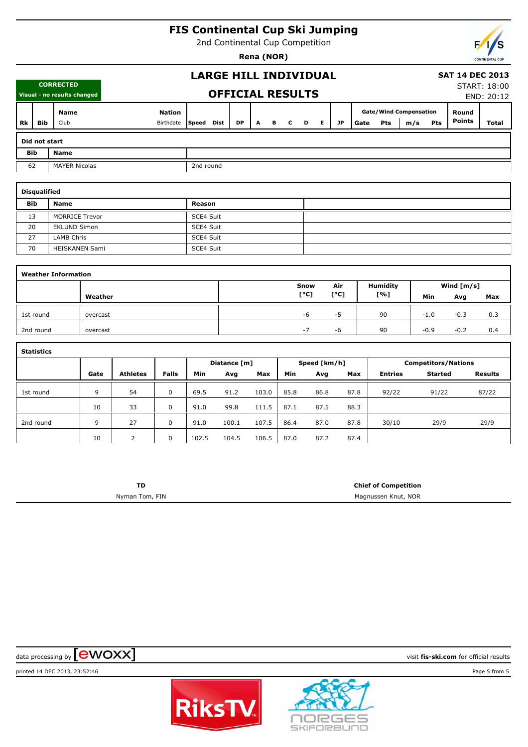# FIS Continental Cup Ski Jumping

2nd Continental Cup Competition

**Rena (NOR)**

## LARGE HILL INDIVIDUAL

## OFFICIAL RESULTS

**SAT 14 DEC 2013**

START: 18:00

END: 20:12

**CORRECTED**
Visual - no results changed

| Rk | Bib | Name / Club | Nation / Birthdate | Speed | Dist | DP | A | B | C | D | E | JP | Gate | Pts | m/s | Pts | Round Points | Total |
|---|---|---|---|---|---|---|---|---|---|---|---|---|---|---|---|---|---|---|

**Did not start**

| Bib | Name | |
|---|---|---|
| 62 | MAYER Nicolas | 2nd round |

**Disqualified**

| Bib | Name | Reason |
|---|---|---|
| 13 | MORRICE Trevor | SCE4 Suit |
| 20 | EKLUND Simon | SCE4 Suit |
| 27 | LAMB Chris | SCE4 Suit |
| 70 | HEISKANEN Sami | SCE4 Suit |

**Weather Information**

| | Weather | Snow [°C] | Air [°C] | Humidity [%] | Wind [m/s] Min | Avg | Max |
|---|---|---|---|---|---|---|---|
| 1st round | overcast | -6 | -5 | 90 | -1.0 | -0.3 | 0.3 |
| 2nd round | overcast | -7 | -6 | 90 | -0.9 | -0.2 | 0.4 |

**Statistics**

| | Gate | Athletes | Falls | Distance [m] Min | Avg | Max | Speed [km/h] Min | Avg | Max | Competitors/Nations Entries | Started | Results |
|---|---|---|---|---|---|---|---|---|---|---|---|---|
| 1st round | 9 | 54 | 0 | 69.5 | 91.2 | 103.0 | 85.8 | 86.8 | 87.8 | 92/22 | 91/22 | 87/22 |
| | 10 | 33 | 0 | 91.0 | 99.8 | 111.5 | 87.1 | 87.5 | 88.3 | | | |
| 2nd round | 9 | 27 | 0 | 91.0 | 100.1 | 107.5 | 86.4 | 87.0 | 87.8 | 30/10 | 29/9 | 29/9 |
| | 10 | 2 | 0 | 102.5 | 104.5 | 106.5 | 87.0 | 87.2 | 87.4 | | | |

**TD**
Nyman Tom, FIN

**Chief of Competition**
Magnussen Knut, NOR

data processing by ewoxx

visit **fis-ski.com** for official results

printed 14 DEC 2013, 23:52:46